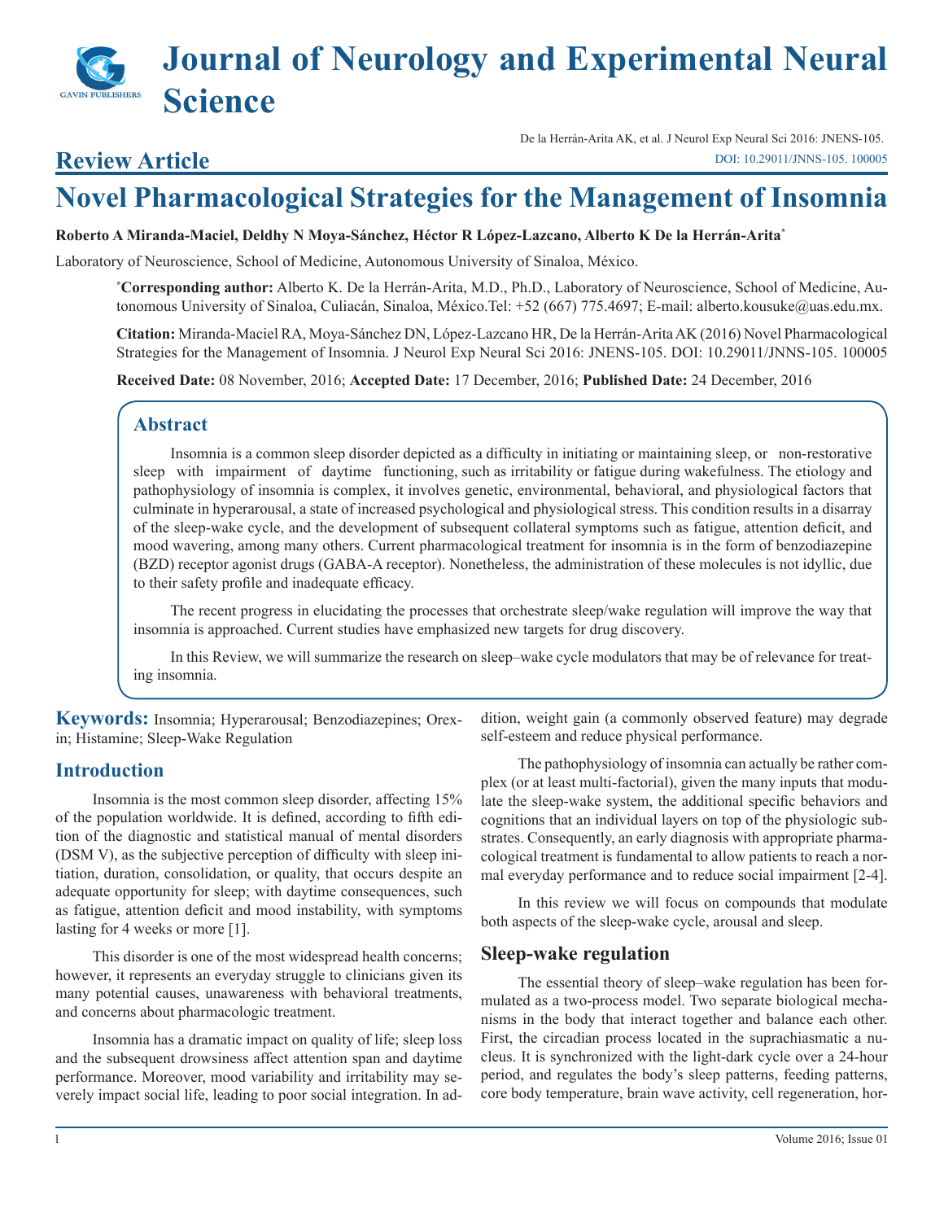# Journal of Neurology and Experimental Neural Science

De la Herrán-Arita AK, et al. J Neurol Exp Neural Sci 2016: JNENS-105.
DOI: 10.29011/JNNS-105. 100005

## Review Article

# Novel Pharmacological Strategies for the Management of Insomnia

**Roberto A Miranda-Maciel, Deldhy N Moya-Sánchez, Héctor R López-Lazcano, Alberto K De la Herrán-Arita***

Laboratory of Neuroscience, School of Medicine, Autonomous University of Sinaloa, México.

***Corresponding author:** Alberto K. De la Herrán-Arita, M.D., Ph.D., Laboratory of Neuroscience, School of Medicine, Autonomous University of Sinaloa, Culiacán, Sinaloa, México.Tel: +52 (667) 775.4697; E-mail: alberto.kousuke@uas.edu.mx.

**Citation:** Miranda-Maciel RA, Moya-Sánchez DN, López-Lazcano HR, De la Herrán-Arita AK (2016) Novel Pharmacological Strategies for the Management of Insomnia. J Neurol Exp Neural Sci 2016: JNENS-105. DOI: 10.29011/JNNS-105. 100005

**Received Date:** 08 November, 2016; **Accepted Date:** 17 December, 2016; **Published Date:** 24 December, 2016

## Abstract

Insomnia is a common sleep disorder depicted as a difficulty in initiating or maintaining sleep, or non-restorative sleep with impairment of daytime functioning, such as irritability or fatigue during wakefulness. The etiology and pathophysiology of insomnia is complex, it involves genetic, environmental, behavioral, and physiological factors that culminate in hyperarousal, a state of increased psychological and physiological stress. This condition results in a disarray of the sleep-wake cycle, and the development of subsequent collateral symptoms such as fatigue, attention deficit, and mood wavering, among many others. Current pharmacological treatment for insomnia is in the form of benzodiazepine (BZD) receptor agonist drugs (GABA-A receptor). Nonetheless, the administration of these molecules is not idyllic, due to their safety profile and inadequate efficacy.

The recent progress in elucidating the processes that orchestrate sleep/wake regulation will improve the way that insomnia is approached. Current studies have emphasized new targets for drug discovery.

In this Review, we will summarize the research on sleep–wake cycle modulators that may be of relevance for treating insomnia.

**Keywords:** Insomnia; Hyperarousal; Benzodiazepines; Orexin; Histamine; Sleep-Wake Regulation

## Introduction

Insomnia is the most common sleep disorder, affecting 15% of the population worldwide. It is defined, according to fifth edition of the diagnostic and statistical manual of mental disorders (DSM V), as the subjective perception of difficulty with sleep initiation, duration, consolidation, or quality, that occurs despite an adequate opportunity for sleep; with daytime consequences, such as fatigue, attention deficit and mood instability, with symptoms lasting for 4 weeks or more [1].

This disorder is one of the most widespread health concerns; however, it represents an everyday struggle to clinicians given its many potential causes, unawareness with behavioral treatments, and concerns about pharmacologic treatment.

Insomnia has a dramatic impact on quality of life; sleep loss and the subsequent drowsiness affect attention span and daytime performance. Moreover, mood variability and irritability may severely impact social life, leading to poor social integration. In addition, weight gain (a commonly observed feature) may degrade self-esteem and reduce physical performance.

The pathophysiology of insomnia can actually be rather complex (or at least multi-factorial), given the many inputs that modulate the sleep-wake system, the additional specific behaviors and cognitions that an individual layers on top of the physiologic substrates. Consequently, an early diagnosis with appropriate pharmacological treatment is fundamental to allow patients to reach a normal everyday performance and to reduce social impairment [2-4].

In this review we will focus on compounds that modulate both aspects of the sleep-wake cycle, arousal and sleep.

## Sleep-wake regulation

The essential theory of sleep–wake regulation has been formulated as a two-process model. Two separate biological mechanisms in the body that interact together and balance each other. First, the circadian process located in the suprachiasmatic a nucleus. It is synchronized with the light-dark cycle over a 24-hour period, and regulates the body's sleep patterns, feeding patterns, core body temperature, brain wave activity, cell regeneration, hor-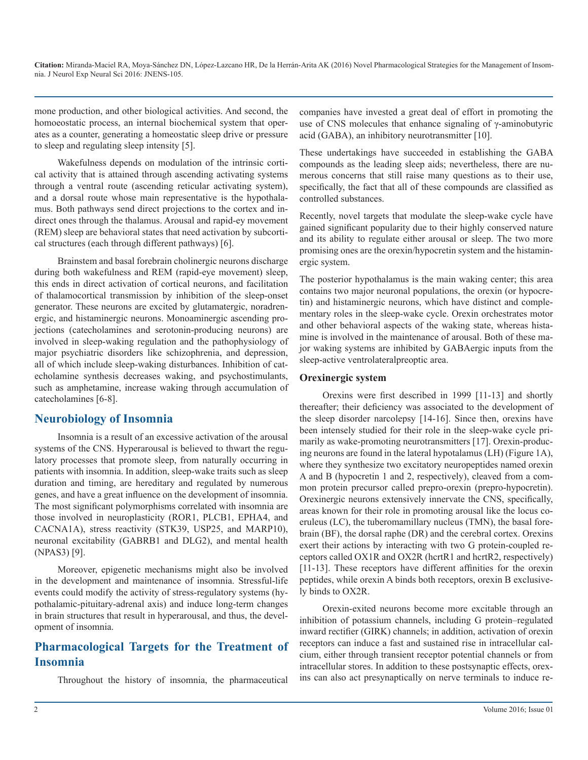mone production, and other biological activities. And second, the homoeostatic process, an internal biochemical system that operates as a counter, generating a homeostatic sleep drive or pressure to sleep and regulating sleep intensity [5].

Wakefulness depends on modulation of the intrinsic cortical activity that is attained through ascending activating systems through a ventral route (ascending reticular activating system), and a dorsal route whose main representative is the hypothalamus. Both pathways send direct projections to the cortex and indirect ones through the thalamus. Arousal and rapid-ey movement (REM) sleep are behavioral states that need activation by subcortical structures (each through different pathways) [6].

Brainstem and basal forebrain cholinergic neurons discharge during both wakefulness and REM (rapid-eye movement) sleep, this ends in direct activation of cortical neurons, and facilitation of thalamocortical transmission by inhibition of the sleep-onset generator. These neurons are excited by glutamatergic, noradrenergic, and histaminergic neurons. Monoaminergic ascending projections (catecholamines and serotonin-producing neurons) are involved in sleep-waking regulation and the pathophysiology of major psychiatric disorders like schizophrenia, and depression, all of which include sleep-waking disturbances. Inhibition of catecholamine synthesis decreases waking, and psychostimulants, such as amphetamine, increase waking through accumulation of catecholamines [6-8].

## Neurobiology of Insomnia

Insomnia is a result of an excessive activation of the arousal systems of the CNS. Hyperarousal is believed to thwart the regulatory processes that promote sleep, from naturally occurring in patients with insomnia. In addition, sleep-wake traits such as sleep duration and timing, are hereditary and regulated by numerous genes, and have a great influence on the development of insomnia. The most significant polymorphisms correlated with insomnia are those involved in neuroplasticity (ROR1, PLCB1, EPHA4, and CACNA1A), stress reactivity (STK39, USP25, and MARP10), neuronal excitability (GABRB1 and DLG2), and mental health (NPAS3) [9].

Moreover, epigenetic mechanisms might also be involved in the development and maintenance of insomnia. Stressful-life events could modify the activity of stress-regulatory systems (hypothalamic-pituitary-adrenal axis) and induce long-term changes in brain structures that result in hyperarousal, and thus, the development of insomnia.

## Pharmacological Targets for the Treatment of Insomnia

Throughout the history of insomnia, the pharmaceutical companies have invested a great deal of effort in promoting the use of CNS molecules that enhance signaling of γ-aminobutyric acid (GABA), an inhibitory neurotransmitter [10].

These undertakings have succeeded in establishing the GABA compounds as the leading sleep aids; nevertheless, there are numerous concerns that still raise many questions as to their use, specifically, the fact that all of these compounds are classified as controlled substances.

Recently, novel targets that modulate the sleep-wake cycle have gained significant popularity due to their highly conserved nature and its ability to regulate either arousal or sleep. The two more promising ones are the orexin/hypocretin system and the histaminergic system.

The posterior hypothalamus is the main waking center; this area contains two major neuronal populations, the orexin (or hypocretin) and histaminergic neurons, which have distinct and complementary roles in the sleep-wake cycle. Orexin orchestrates motor and other behavioral aspects of the waking state, whereas histamine is involved in the maintenance of arousal. Both of these major waking systems are inhibited by GABAergic inputs from the sleep-active ventrolateralpreoptic area.

### Orexinergic system

Orexins were first described in 1999 [11-13] and shortly thereafter; their deficiency was associated to the development of the sleep disorder narcolepsy [14-16]. Since then, orexins have been intensely studied for their role in the sleep-wake cycle primarily as wake-promoting neurotransmitters [17]. Orexin-producing neurons are found in the lateral hypotalamus (LH) (Figure 1A), where they synthesize two excitatory neuropeptides named orexin A and B (hypocretin 1 and 2, respectively), cleaved from a common protein precursor called prepro-orexin (prepro-hypocretin). Orexinergic neurons extensively innervate the CNS, specifically, areas known for their role in promoting arousal like the locus coeruleus (LC), the tuberomamillary nucleus (TMN), the basal forebrain (BF), the dorsal raphe (DR) and the cerebral cortex. Orexins exert their actions by interacting with two G protein-coupled receptors called OX1R and OX2R (hcrtR1 and hcrtR2, respectively) [11-13]. These receptors have different affinities for the orexin peptides, while orexin A binds both receptors, orexin B exclusively binds to OX2R.

Orexin-exited neurons become more excitable through an inhibition of potassium channels, including G protein–regulated inward rectifier (GIRK) channels; in addition, activation of orexin receptors can induce a fast and sustained rise in intracellular calcium, either through transient receptor potential channels or from intracellular stores. In addition to these postsynaptic effects, orexins can also act presynaptically on nerve terminals to induce re-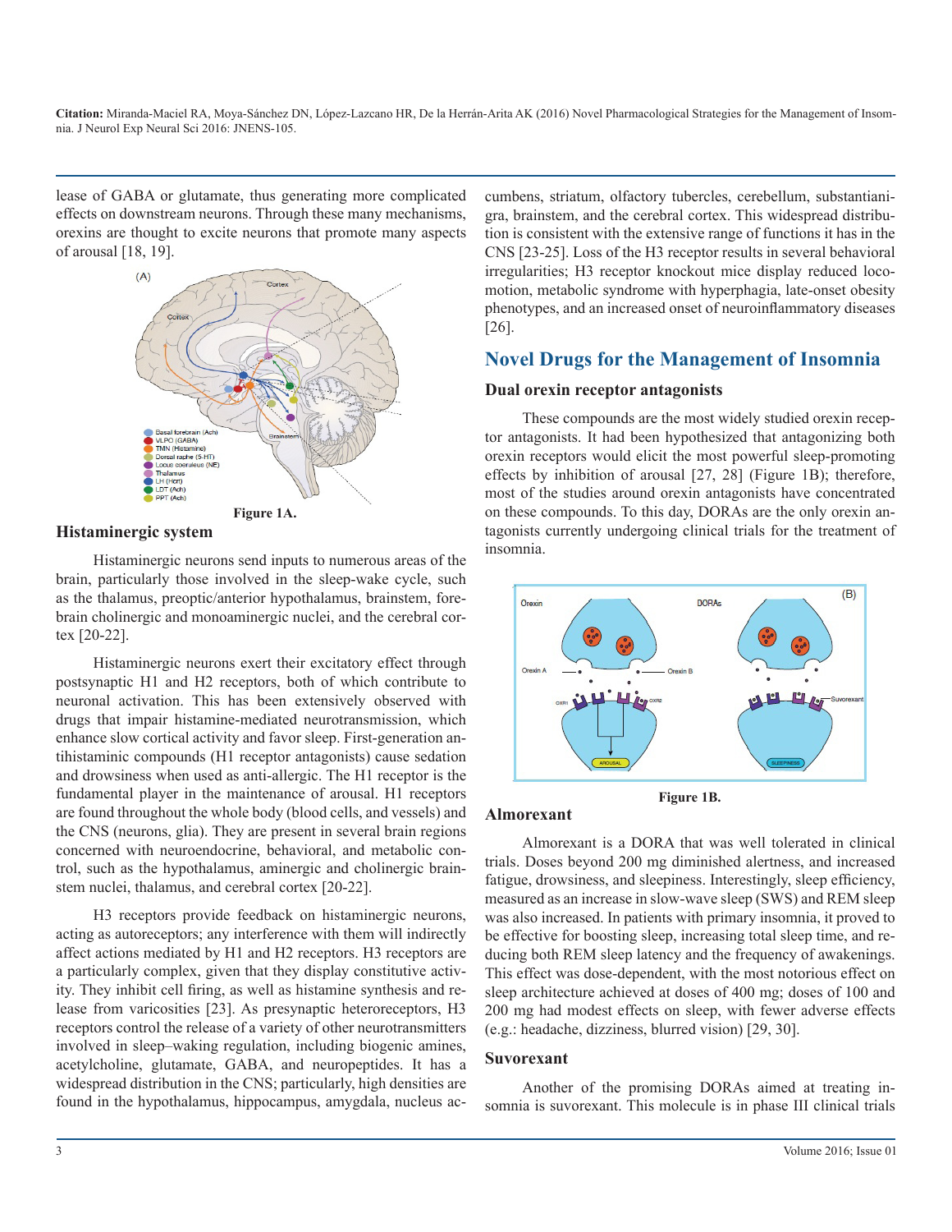lease of GABA or glutamate, thus generating more complicated effects on downstream neurons. Through these many mechanisms, orexins are thought to excite neurons that promote many aspects of arousal [18, 19].

**Figure 1A.**

### Histaminergic system

Histaminergic neurons send inputs to numerous areas of the brain, particularly those involved in the sleep-wake cycle, such as the thalamus, preoptic/anterior hypothalamus, brainstem, forebrain cholinergic and monoaminergic nuclei, and the cerebral cortex [20-22].

Histaminergic neurons exert their excitatory effect through postsynaptic H1 and H2 receptors, both of which contribute to neuronal activation. This has been extensively observed with drugs that impair histamine-mediated neurotransmission, which enhance slow cortical activity and favor sleep. First-generation antihistaminic compounds (H1 receptor antagonists) cause sedation and drowsiness when used as anti-allergic. The H1 receptor is the fundamental player in the maintenance of arousal. H1 receptors are found throughout the whole body (blood cells, and vessels) and the CNS (neurons, glia). They are present in several brain regions concerned with neuroendocrine, behavioral, and metabolic control, such as the hypothalamus, aminergic and cholinergic brainstem nuclei, thalamus, and cerebral cortex [20-22].

H3 receptors provide feedback on histaminergic neurons, acting as autoreceptors; any interference with them will indirectly affect actions mediated by H1 and H2 receptors. H3 receptors are a particularly complex, given that they display constitutive activity. They inhibit cell firing, as well as histamine synthesis and release from varicosities [23]. As presynaptic heteroreceptors, H3 receptors control the release of a variety of other neurotransmitters involved in sleep–waking regulation, including biogenic amines, acetylcholine, glutamate, GABA, and neuropeptides. It has a widespread distribution in the CNS; particularly, high densities are found in the hypothalamus, hippocampus, amygdala, nucleus accumbens, striatum, olfactory tubercles, cerebellum, substantianigra, brainstem, and the cerebral cortex. This widespread distribution is consistent with the extensive range of functions it has in the CNS [23-25]. Loss of the H3 receptor results in several behavioral irregularities; H3 receptor knockout mice display reduced locomotion, metabolic syndrome with hyperphagia, late-onset obesity phenotypes, and an increased onset of neuroinflammatory diseases [26].

## Novel Drugs for the Management of Insomnia

### Dual orexin receptor antagonists

These compounds are the most widely studied orexin receptor antagonists. It had been hypothesized that antagonizing both orexin receptors would elicit the most powerful sleep-promoting effects by inhibition of arousal [27, 28] (Figure 1B); therefore, most of the studies around orexin antagonists have concentrated on these compounds. To this day, DORAs are the only orexin antagonists currently undergoing clinical trials for the treatment of insomnia.

**Figure 1B.**

### Almorexant

Almorexant is a DORA that was well tolerated in clinical trials. Doses beyond 200 mg diminished alertness, and increased fatigue, drowsiness, and sleepiness. Interestingly, sleep efficiency, measured as an increase in slow-wave sleep (SWS) and REM sleep was also increased. In patients with primary insomnia, it proved to be effective for boosting sleep, increasing total sleep time, and reducing both REM sleep latency and the frequency of awakenings. This effect was dose-dependent, with the most notorious effect on sleep architecture achieved at doses of 400 mg; doses of 100 and 200 mg had modest effects on sleep, with fewer adverse effects (e.g.: headache, dizziness, blurred vision) [29, 30].

### Suvorexant

Another of the promising DORAs aimed at treating insomnia is suvorexant. This molecule is in phase III clinical trials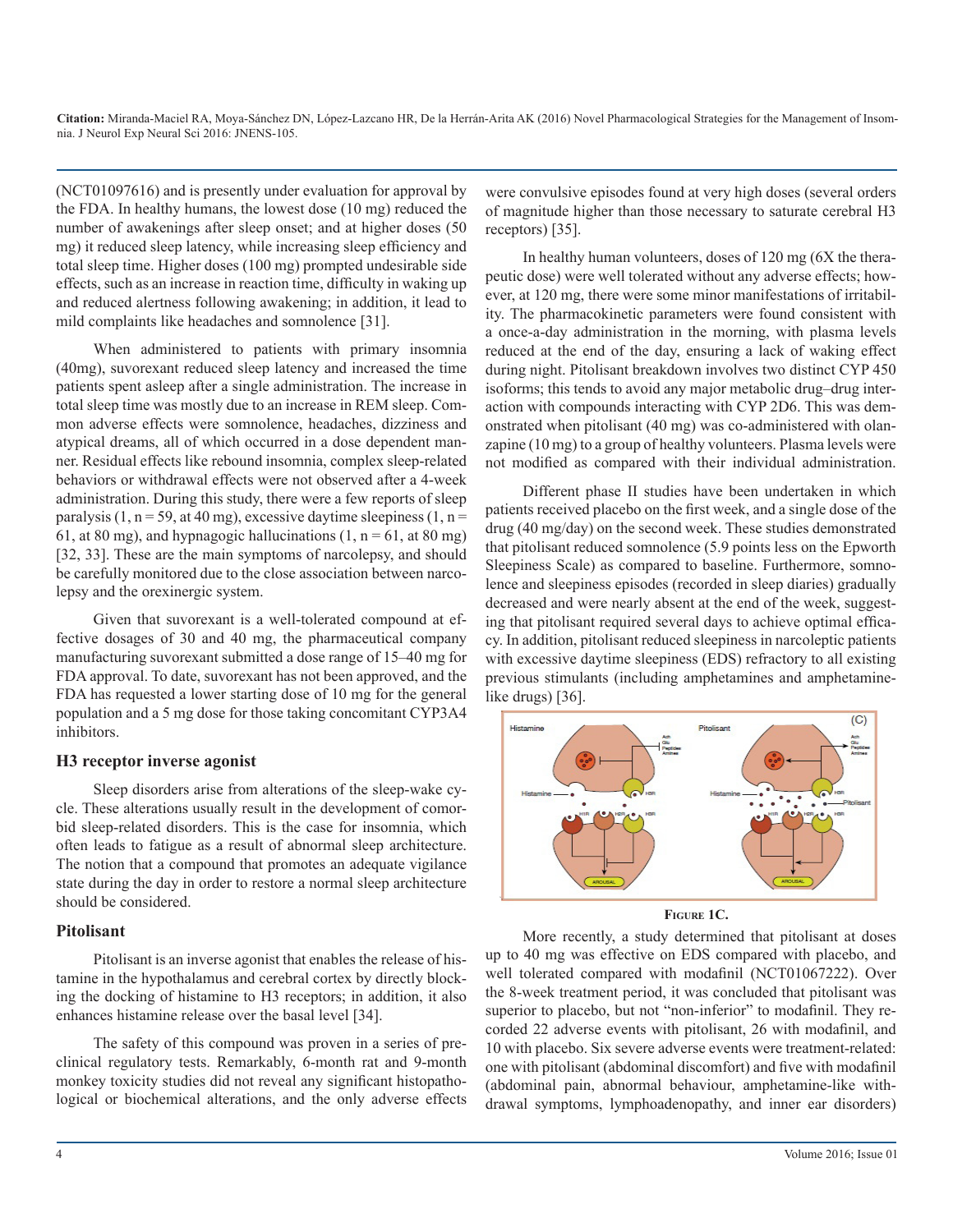(NCT01097616) and is presently under evaluation for approval by the FDA. In healthy humans, the lowest dose (10 mg) reduced the number of awakenings after sleep onset; and at higher doses (50 mg) it reduced sleep latency, while increasing sleep efficiency and total sleep time. Higher doses (100 mg) prompted undesirable side effects, such as an increase in reaction time, difficulty in waking up and reduced alertness following awakening; in addition, it lead to mild complaints like headaches and somnolence [31].

When administered to patients with primary insomnia (40mg), suvorexant reduced sleep latency and increased the time patients spent asleep after a single administration. The increase in total sleep time was mostly due to an increase in REM sleep. Common adverse effects were somnolence, headaches, dizziness and atypical dreams, all of which occurred in a dose dependent manner. Residual effects like rebound insomnia, complex sleep-related behaviors or withdrawal effects were not observed after a 4-week administration. During this study, there were a few reports of sleep paralysis (1, n = 59, at 40 mg), excessive daytime sleepiness (1, n = 61, at 80 mg), and hypnagogic hallucinations (1, n = 61, at 80 mg) [32, 33]. These are the main symptoms of narcolepsy, and should be carefully monitored due to the close association between narcolepsy and the orexinergic system.

Given that suvorexant is a well-tolerated compound at effective dosages of 30 and 40 mg, the pharmaceutical company manufacturing suvorexant submitted a dose range of 15–40 mg for FDA approval. To date, suvorexant has not been approved, and the FDA has requested a lower starting dose of 10 mg for the general population and a 5 mg dose for those taking concomitant CYP3A4 inhibitors.

### H3 receptor inverse agonist

Sleep disorders arise from alterations of the sleep-wake cycle. These alterations usually result in the development of comorbid sleep-related disorders. This is the case for insomnia, which often leads to fatigue as a result of abnormal sleep architecture. The notion that a compound that promotes an adequate vigilance state during the day in order to restore a normal sleep architecture should be considered.

### Pitolisant

Pitolisant is an inverse agonist that enables the release of histamine in the hypothalamus and cerebral cortex by directly blocking the docking of histamine to H3 receptors; in addition, it also enhances histamine release over the basal level [34].

The safety of this compound was proven in a series of preclinical regulatory tests. Remarkably, 6-month rat and 9-month monkey toxicity studies did not reveal any significant histopathological or biochemical alterations, and the only adverse effects were convulsive episodes found at very high doses (several orders of magnitude higher than those necessary to saturate cerebral H3 receptors) [35].

In healthy human volunteers, doses of 120 mg (6X the therapeutic dose) were well tolerated without any adverse effects; however, at 120 mg, there were some minor manifestations of irritability. The pharmacokinetic parameters were found consistent with a once-a-day administration in the morning, with plasma levels reduced at the end of the day, ensuring a lack of waking effect during night. Pitolisant breakdown involves two distinct CYP 450 isoforms; this tends to avoid any major metabolic drug–drug interaction with compounds interacting with CYP 2D6. This was demonstrated when pitolisant (40 mg) was co-administered with olanzapine (10 mg) to a group of healthy volunteers. Plasma levels were not modified as compared with their individual administration.

Different phase II studies have been undertaken in which patients received placebo on the first week, and a single dose of the drug (40 mg/day) on the second week. These studies demonstrated that pitolisant reduced somnolence (5.9 points less on the Epworth Sleepiness Scale) as compared to baseline. Furthermore, somnolence and sleepiness episodes (recorded in sleep diaries) gradually decreased and were nearly absent at the end of the week, suggesting that pitolisant required several days to achieve optimal efficacy. In addition, pitolisant reduced sleepiness in narcoleptic patients with excessive daytime sleepiness (EDS) refractory to all existing previous stimulants (including amphetamines and amphetamine-like drugs) [36].

**Figure 1C.**

More recently, a study determined that pitolisant at doses up to 40 mg was effective on EDS compared with placebo, and well tolerated compared with modafinil (NCT01067222). Over the 8-week treatment period, it was concluded that pitolisant was superior to placebo, but not "non-inferior" to modafinil. They recorded 22 adverse events with pitolisant, 26 with modafinil, and 10 with placebo. Six severe adverse events were treatment-related: one with pitolisant (abdominal discomfort) and five with modafinil (abdominal pain, abnormal behaviour, amphetamine-like withdrawal symptoms, lymphoadenopathy, and inner ear disorders)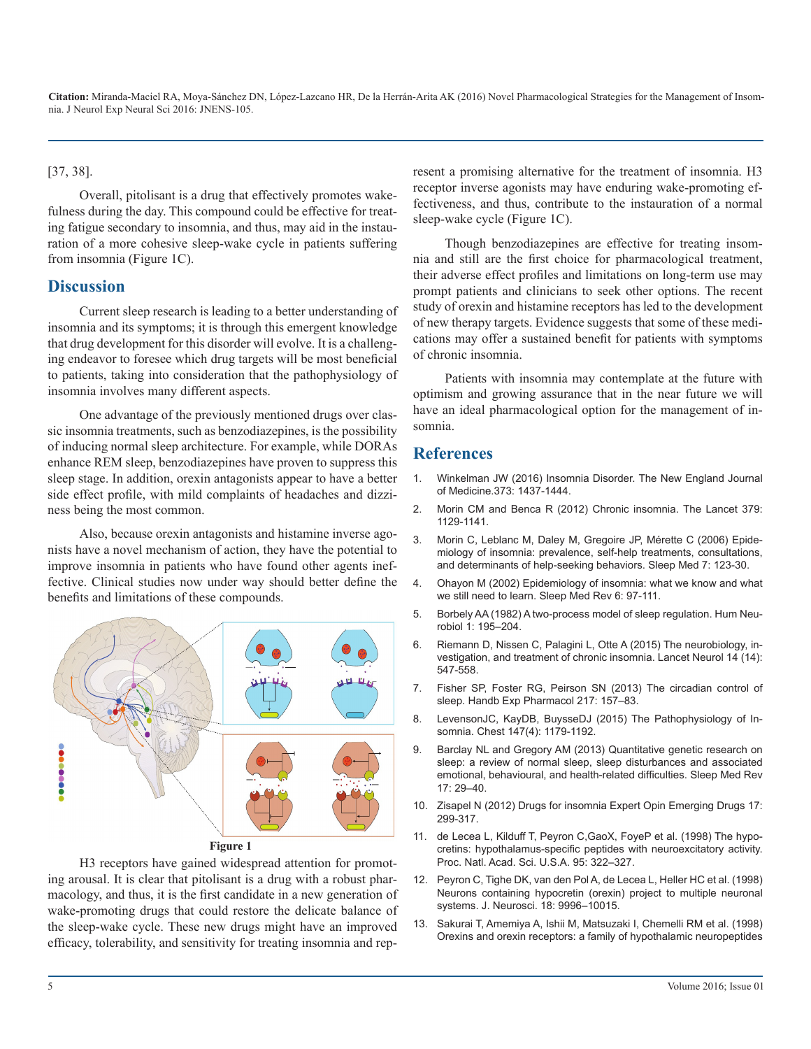[37, 38].

Overall, pitolisant is a drug that effectively promotes wakefulness during the day. This compound could be effective for treating fatigue secondary to insomnia, and thus, may aid in the instauration of a more cohesive sleep-wake cycle in patients suffering from insomnia (Figure 1C).

## Discussion

Current sleep research is leading to a better understanding of insomnia and its symptoms; it is through this emergent knowledge that drug development for this disorder will evolve. It is a challenging endeavor to foresee which drug targets will be most beneficial to patients, taking into consideration that the pathophysiology of insomnia involves many different aspects.

One advantage of the previously mentioned drugs over classic insomnia treatments, such as benzodiazepines, is the possibility of inducing normal sleep architecture. For example, while DORAs enhance REM sleep, benzodiazepines have proven to suppress this sleep stage. In addition, orexin antagonists appear to have a better side effect profile, with mild complaints of headaches and dizziness being the most common.

Also, because orexin antagonists and histamine inverse agonists have a novel mechanism of action, they have the potential to improve insomnia in patients who have found other agents ineffective. Clinical studies now under way should better define the benefits and limitations of these compounds.

**Figure 1**

H3 receptors have gained widespread attention for promoting arousal. It is clear that pitolisant is a drug with a robust pharmacology, and thus, it is the first candidate in a new generation of wake-promoting drugs that could restore the delicate balance of the sleep-wake cycle. These new drugs might have an improved efficacy, tolerability, and sensitivity for treating insomnia and represent a promising alternative for the treatment of insomnia. H3 receptor inverse agonists may have enduring wake-promoting effectiveness, and thus, contribute to the instauration of a normal sleep-wake cycle (Figure 1C).

Though benzodiazepines are effective for treating insomnia and still are the first choice for pharmacological treatment, their adverse effect profiles and limitations on long-term use may prompt patients and clinicians to seek other options. The recent study of orexin and histamine receptors has led to the development of new therapy targets. Evidence suggests that some of these medications may offer a sustained benefit for patients with symptoms of chronic insomnia.

Patients with insomnia may contemplate at the future with optimism and growing assurance that in the near future we will have an ideal pharmacological option for the management of insomnia.

## References

1. Winkelman JW (2016) Insomnia Disorder. The New England Journal of Medicine.373: 1437-1444.
2. Morin CM and Benca R (2012) Chronic insomnia. The Lancet 379: 1129-1141.
3. Morin C, Leblanc M, Daley M, Gregoire JP, Mérette C (2006) Epidemiology of insomnia: prevalence, self-help treatments, consultations, and determinants of help-seeking behaviors. Sleep Med 7: 123-30.
4. Ohayon M (2002) Epidemiology of insomnia: what we know and what we still need to learn. Sleep Med Rev 6: 97-111.
5. Borbely AA (1982) A two-process model of sleep regulation. Hum Neurobiol 1: 195–204.
6. Riemann D, Nissen C, Palagini L, Otte A (2015) The neurobiology, investigation, and treatment of chronic insomnia. Lancet Neurol 14 (14): 547-558.
7. Fisher SP, Foster RG, Peirson SN (2013) The circadian control of sleep. Handb Exp Pharmacol 217: 157–83.
8. LevensonJC, KayDB, BuysseDJ (2015) The Pathophysiology of Insomnia. Chest 147(4): 1179-1192.
9. Barclay NL and Gregory AM (2013) Quantitative genetic research on sleep: a review of normal sleep, sleep disturbances and associated emotional, behavioural, and health-related difficulties. Sleep Med Rev 17: 29–40.
10. Zisapel N (2012) Drugs for insomnia Expert Opin Emerging Drugs 17: 299-317.
11. de Lecea L, Kilduff T, Peyron C,GaoX, FoyeP et al. (1998) The hypocretins: hypothalamus-specific peptides with neuroexcitatory activity. Proc. Natl. Acad. Sci. U.S.A. 95: 322–327.
12. Peyron C, Tighe DK, van den Pol A, de Lecea L, Heller HC et al. (1998) Neurons containing hypocretin (orexin) project to multiple neuronal systems. J. Neurosci. 18: 9996–10015.
13. Sakurai T, Amemiya A, Ishii M, Matsuzaki I, Chemelli RM et al. (1998) Orexins and orexin receptors: a family of hypothalamic neuropeptides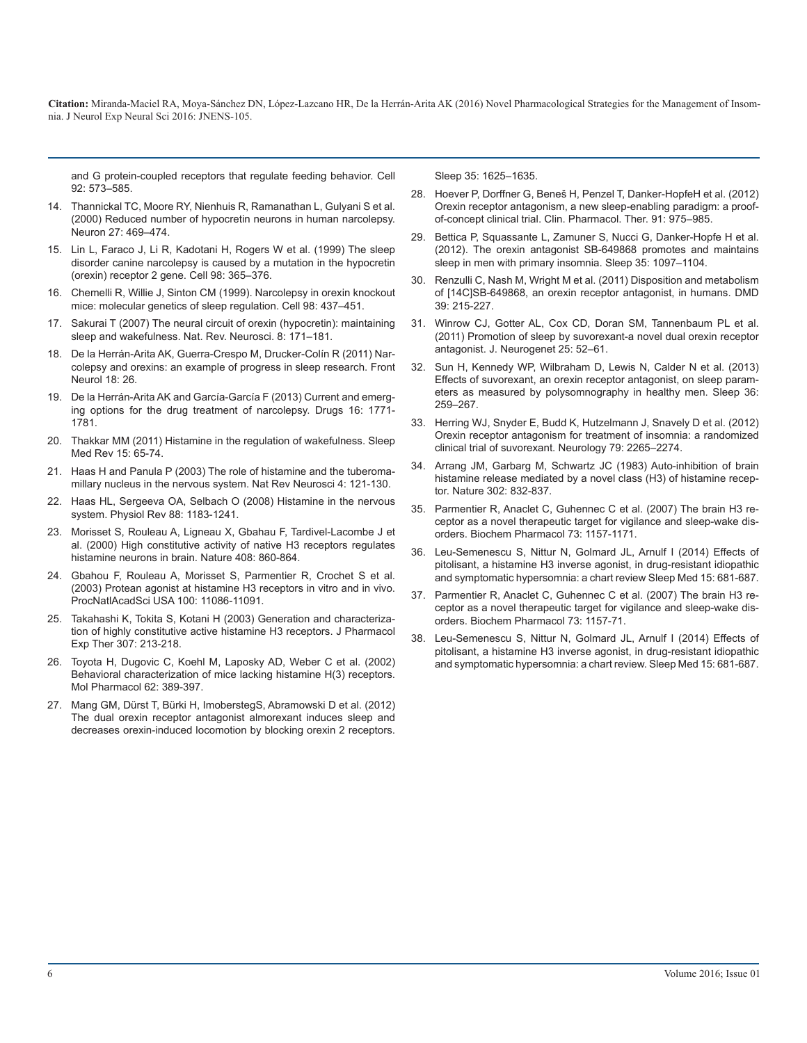and G protein-coupled receptors that regulate feeding behavior. Cell 92: 573–585.

14. Thannickal TC, Moore RY, Nienhuis R, Ramanathan L, Gulyani S et al. (2000) Reduced number of hypocretin neurons in human narcolepsy. Neuron 27: 469–474.
15. Lin L, Faraco J, Li R, Kadotani H, Rogers W et al. (1999) The sleep disorder canine narcolepsy is caused by a mutation in the hypocretin (orexin) receptor 2 gene. Cell 98: 365–376.
16. Chemelli R, Willie J, Sinton CM (1999). Narcolepsy in orexin knockout mice: molecular genetics of sleep regulation. Cell 98: 437–451.
17. Sakurai T (2007) The neural circuit of orexin (hypocretin): maintaining sleep and wakefulness. Nat. Rev. Neurosci. 8: 171–181.
18. De la Herrán-Arita AK, Guerra-Crespo M, Drucker-Colín R (2011) Narcolepsy and orexins: an example of progress in sleep research. Front Neurol 18: 26.
19. De la Herrán-Arita AK and García-García F (2013) Current and emerging options for the drug treatment of narcolepsy. Drugs 16: 1771-1781.
20. Thakkar MM (2011) Histamine in the regulation of wakefulness. Sleep Med Rev 15: 65-74.
21. Haas H and Panula P (2003) The role of histamine and the tuberomamillary nucleus in the nervous system. Nat Rev Neurosci 4: 121-130.
22. Haas HL, Sergeeva OA, Selbach O (2008) Histamine in the nervous system. Physiol Rev 88: 1183-1241.
23. Morisset S, Rouleau A, Ligneau X, Gbahau F, Tardivel-Lacombe J et al. (2000) High constitutive activity of native H3 receptors regulates histamine neurons in brain. Nature 408: 860-864.
24. Gbahou F, Rouleau A, Morisset S, Parmentier R, Crochet S et al. (2003) Protean agonist at histamine H3 receptors in vitro and in vivo. ProcNatlAcadSci USA 100: 11086-11091.
25. Takahashi K, Tokita S, Kotani H (2003) Generation and characterization of highly constitutive active histamine H3 receptors. J Pharmacol Exp Ther 307: 213-218.
26. Toyota H, Dugovic C, Koehl M, Laposky AD, Weber C et al. (2002) Behavioral characterization of mice lacking histamine H(3) receptors. Mol Pharmacol 62: 389-397.
27. Mang GM, Dürst T, Bürki H, ImoberstegS, Abramowski D et al. (2012) The dual orexin receptor antagonist almorexant induces sleep and decreases orexin-induced locomotion by blocking orexin 2 receptors. Sleep 35: 1625–1635.
28. Hoever P, Dorffner G, Beneš H, Penzel T, Danker-HopfeH et al. (2012) Orexin receptor antagonism, a new sleep-enabling paradigm: a proof-of-concept clinical trial. Clin. Pharmacol. Ther. 91: 975–985.
29. Bettica P, Squassante L, Zamuner S, Nucci G, Danker-Hopfe H et al. (2012). The orexin antagonist SB-649868 promotes and maintains sleep in men with primary insomnia. Sleep 35: 1097–1104.
30. Renzulli C, Nash M, Wright M et al. (2011) Disposition and metabolism of [14C]SB-649868, an orexin receptor antagonist, in humans. DMD 39: 215-227.
31. Winrow CJ, Gotter AL, Cox CD, Doran SM, Tannenbaum PL et al. (2011) Promotion of sleep by suvorexant-a novel dual orexin receptor antagonist. J. Neurogenet 25: 52–61.
32. Sun H, Kennedy WP, Wilbraham D, Lewis N, Calder N et al. (2013) Effects of suvorexant, an orexin receptor antagonist, on sleep parameters as measured by polysomnography in healthy men. Sleep 36: 259–267.
33. Herring WJ, Snyder E, Budd K, Hutzelmann J, Snavely D et al. (2012) Orexin receptor antagonism for treatment of insomnia: a randomized clinical trial of suvorexant. Neurology 79: 2265–2274.
34. Arrang JM, Garbarg M, Schwartz JC (1983) Auto-inhibition of brain histamine release mediated by a novel class (H3) of histamine receptor. Nature 302: 832-837.
35. Parmentier R, Anaclet C, Guhennec C et al. (2007) The brain H3 receptor as a novel therapeutic target for vigilance and sleep-wake disorders. Biochem Pharmacol 73: 1157-1171.
36. Leu-Semenescu S, Nittur N, Golmard JL, Arnulf I (2014) Effects of pitolisant, a histamine H3 inverse agonist, in drug-resistant idiopathic and symptomatic hypersomnia: a chart review Sleep Med 15: 681-687.
37. Parmentier R, Anaclet C, Guhennec C et al. (2007) The brain H3 receptor as a novel therapeutic target for vigilance and sleep-wake disorders. Biochem Pharmacol 73: 1157-71.
38. Leu-Semenescu S, Nittur N, Golmard JL, Arnulf I (2014) Effects of pitolisant, a histamine H3 inverse agonist, in drug-resistant idiopathic and symptomatic hypersomnia: a chart review. Sleep Med 15: 681-687.